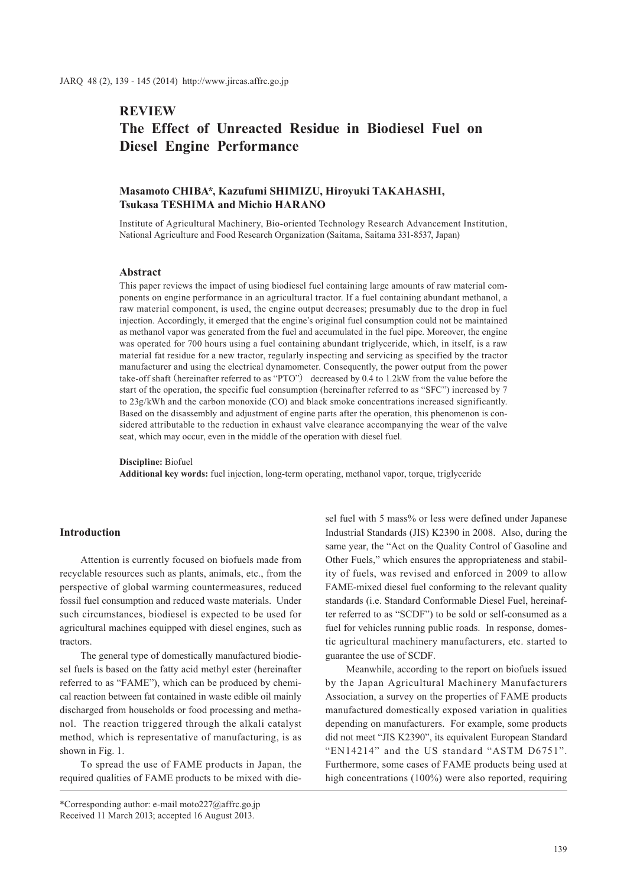# REVIEW

# The Effect of Unreacted Residue in Biodiesel Fuel on Diesel Engine Performance

**Masamoto CHIBA*, Kazufumi SHIMIZU, Hiroyuki TAKAHASHI, Tsukasa TESHIMA and Michio HARANO**

Institute of Agricultural Machinery, Bio-oriented Technology Research Advancement Institution, National Agriculture and Food Research Organization (Saitama, Saitama 331-8537, Japan)

## Abstract

This paper reviews the impact of using biodiesel fuel containing large amounts of raw material components on engine performance in an agricultural tractor. If a fuel containing abundant methanol, a raw material component, is used, the engine output decreases; presumably due to the drop in fuel injection. Accordingly, it emerged that the engine's original fuel consumption could not be maintained as methanol vapor was generated from the fuel and accumulated in the fuel pipe. Moreover, the engine was operated for 700 hours using a fuel containing abundant triglyceride, which, in itself, is a raw material fat residue for a new tractor, regularly inspecting and servicing as specified by the tractor manufacturer and using the electrical dynamometer. Consequently, the power output from the power take-off shaft (hereinafter referred to as "PTO") decreased by 0.4 to 1.2kW from the value before the start of the operation, the specific fuel consumption (hereinafter referred to as "SFC") increased by 7 to 23g/kWh and the carbon monoxide (CO) and black smoke concentrations increased significantly. Based on the disassembly and adjustment of engine parts after the operation, this phenomenon is considered attributable to the reduction in exhaust valve clearance accompanying the wear of the valve seat, which may occur, even in the middle of the operation with diesel fuel.

**Discipline:** Biofuel
**Additional key words:** fuel injection, long-term operating, methanol vapor, torque, triglyceride

## Introduction

Attention is currently focused on biofuels made from recyclable resources such as plants, animals, etc., from the perspective of global warming countermeasures, reduced fossil fuel consumption and reduced waste materials. Under such circumstances, biodiesel is expected to be used for agricultural machines equipped with diesel engines, such as tractors.

The general type of domestically manufactured biodiesel fuels is based on the fatty acid methyl ester (hereinafter referred to as "FAME"), which can be produced by chemical reaction between fat contained in waste edible oil mainly discharged from households or food processing and methanol. The reaction triggered through the alkali catalyst method, which is representative of manufacturing, is as shown in Fig. 1.

To spread the use of FAME products in Japan, the required qualities of FAME products to be mixed with diesel fuel with 5 mass% or less were defined under Japanese Industrial Standards (JIS) K2390 in 2008. Also, during the same year, the "Act on the Quality Control of Gasoline and Other Fuels," which ensures the appropriateness and stability of fuels, was revised and enforced in 2009 to allow FAME-mixed diesel fuel conforming to the relevant quality standards (i.e. Standard Conformable Diesel Fuel, hereinafter referred to as "SCDF") to be sold or self-consumed as a fuel for vehicles running public roads. In response, domestic agricultural machinery manufacturers, etc. started to guarantee the use of SCDF.

Meanwhile, according to the report on biofuels issued by the Japan Agricultural Machinery Manufacturers Association, a survey on the properties of FAME products manufactured domestically exposed variation in qualities depending on manufacturers. For example, some products did not meet "JIS K2390", its equivalent European Standard "EN14214" and the US standard "ASTM D6751". Furthermore, some cases of FAME products being used at high concentrations (100%) were also reported, requiring

*Corresponding author: e-mail moto227@affrc.go.jp
Received 11 March 2013; accepted 16 August 2013.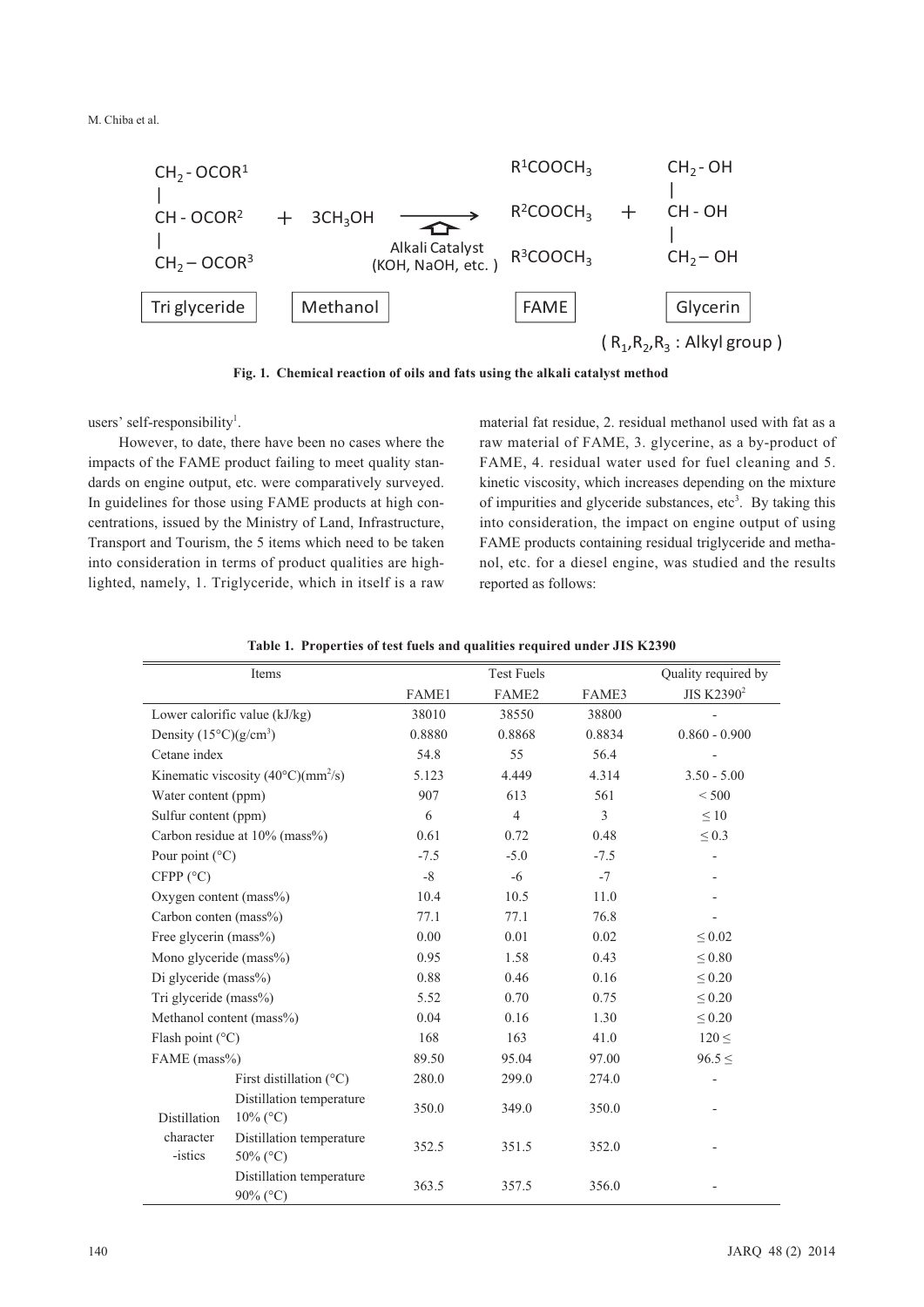$$CH_2-OCOR^1 \qquad\qquad\qquad\qquad R^1COOCH_3 \qquad CH_2-OH$$

$$CH-OCOR^2 \; + \; 3CH_3OH \xrightarrow[\text{(KOH, NaOH, etc.)}]{\text{Alkali Catalyst}} R^2COOCH_3 \; + \; CH-OH$$

$$CH_2-OCOR^3 \qquad\qquad\qquad\qquad R^3COOCH_3 \qquad CH_2-OH$$

Tri glyceride — Methanol — FAME — Glycerin

( $R_1, R_2, R_3$ : Alkyl group )

**Fig. 1. Chemical reaction of oils and fats using the alkali catalyst method**

users' self-responsibility[1].

However, to date, there have been no cases where the impacts of the FAME product failing to meet quality standards on engine output, etc. were comparatively surveyed. In guidelines for those using FAME products at high concentrations, issued by the Ministry of Land, Infrastructure, Transport and Tourism, the 5 items which need to be taken into consideration in terms of product qualities are highlighted, namely, 1. Triglyceride, which in itself is a raw material fat residue, 2. residual methanol used with fat as a raw material of FAME, 3. glycerine, as a by-product of FAME, 4. residual water used for fuel cleaning and 5. kinetic viscosity, which increases depending on the mixture of impurities and glyceride substances, etc[3]. By taking this into consideration, the impact on engine output of using FAME products containing residual triglyceride and methanol, etc. for a diesel engine, was studied and the results reported as follows:

**Table 1. Properties of test fuels and qualities required under JIS K2390**

| Items | | Test Fuels | | | Quality required by |
|---|---|---|---|---|---|
| | | FAME1 | FAME2 | FAME3 | JIS K2390[2] |
| Lower calorific value (kJ/kg) | | 38010 | 38550 | 38800 | - |
| Density (15°C)(g/cm$^3$) | | 0.8880 | 0.8868 | 0.8834 | 0.860 - 0.900 |
| Cetane index | | 54.8 | 55 | 56.4 | - |
| Kinematic viscosity (40°C)(mm$^2$/s) | | 5.123 | 4.449 | 4.314 | 3.50 - 5.00 |
| Water content (ppm) | | 907 | 613 | 561 | < 500 |
| Sulfur content (ppm) | | 6 | 4 | 3 | ≤ 10 |
| Carbon residue at 10% (mass%) | | 0.61 | 0.72 | 0.48 | ≤ 0.3 |
| Pour point (°C) | | -7.5 | -5.0 | -7.5 | - |
| CFPP (°C) | | -8 | -6 | -7 | - |
| Oxygen content (mass%) | | 10.4 | 10.5 | 11.0 | - |
| Carbon conten (mass%) | | 77.1 | 77.1 | 76.8 | - |
| Free glycerin (mass%) | | 0.00 | 0.01 | 0.02 | ≤ 0.02 |
| Mono glyceride (mass%) | | 0.95 | 1.58 | 0.43 | ≤ 0.80 |
| Di glyceride (mass%) | | 0.88 | 0.46 | 0.16 | ≤ 0.20 |
| Tri glyceride (mass%) | | 5.52 | 0.70 | 0.75 | ≤ 0.20 |
| Methanol content (mass%) | | 0.04 | 0.16 | 1.30 | ≤ 0.20 |
| Flash point (°C) | | 168 | 163 | 41.0 | 120 ≤ |
| FAME (mass%) | | 89.50 | 95.04 | 97.00 | 96.5 ≤ |
| Distillation characteristics | First distillation (°C) | 280.0 | 299.0 | 274.0 | - |
| | Distillation temperature 10% (°C) | 350.0 | 349.0 | 350.0 | - |
| | Distillation temperature 50% (°C) | 352.5 | 351.5 | 352.0 | - |
| | Distillation temperature 90% (°C) | 363.5 | 357.5 | 356.0 | - |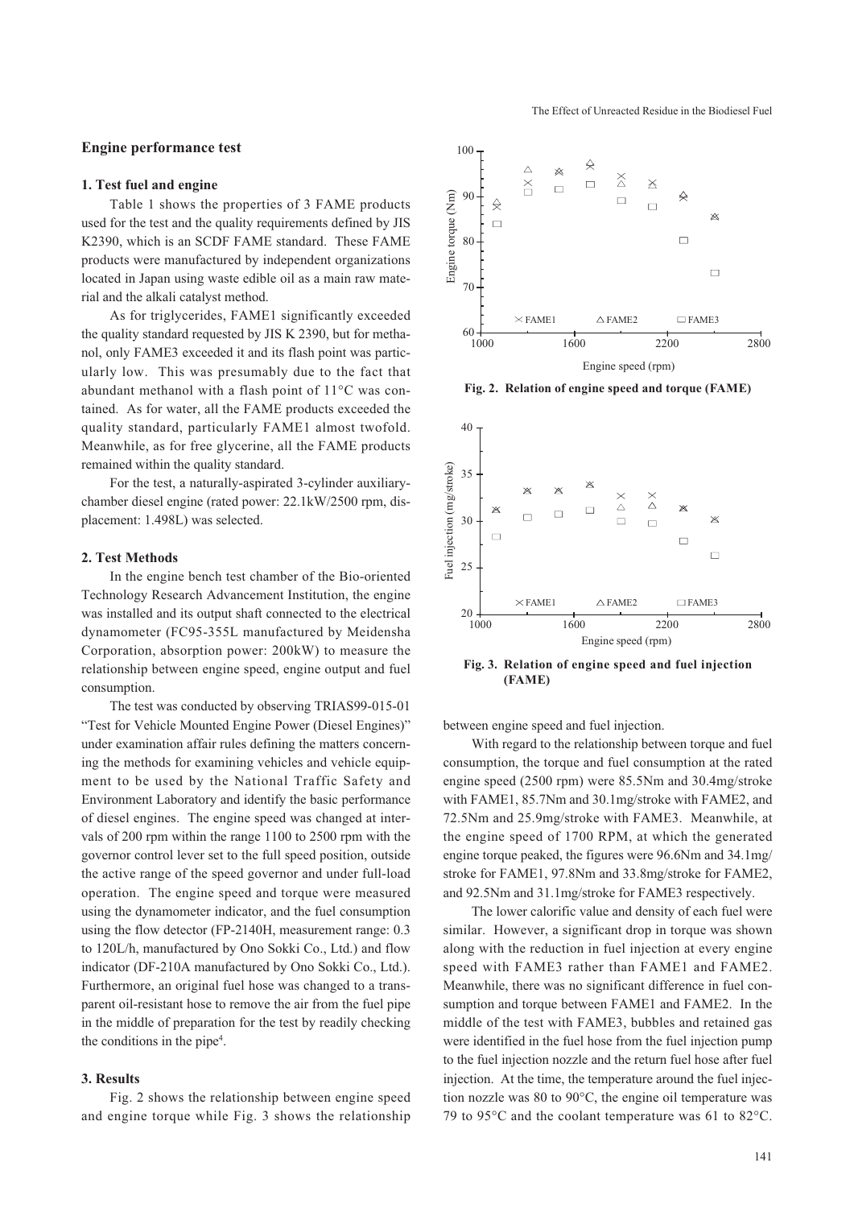## Engine performance test

### 1. Test fuel and engine

Table 1 shows the properties of 3 FAME products used for the test and the quality requirements defined by JIS K2390, which is an SCDF FAME standard. These FAME products were manufactured by independent organizations located in Japan using waste edible oil as a main raw material and the alkali catalyst method.

As for triglycerides, FAME1 significantly exceeded the quality standard requested by JIS K 2390, but for methanol, only FAME3 exceeded it and its flash point was particularly low. This was presumably due to the fact that abundant methanol with a flash point of 11°C was contained. As for water, all the FAME products exceeded the quality standard, particularly FAME1 almost twofold. Meanwhile, as for free glycerine, all the FAME products remained within the quality standard.

For the test, a naturally-aspirated 3-cylinder auxiliary-chamber diesel engine (rated power: 22.1kW/2500 rpm, displacement: 1.498L) was selected.

### 2. Test Methods

In the engine bench test chamber of the Bio-oriented Technology Research Advancement Institution, the engine was installed and its output shaft connected to the electrical dynamometer (FC95-355L manufactured by Meidensha Corporation, absorption power: 200kW) to measure the relationship between engine speed, engine output and fuel consumption.

The test was conducted by observing TRIAS99-015-01 "Test for Vehicle Mounted Engine Power (Diesel Engines)" under examination affair rules defining the matters concerning the methods for examining vehicles and vehicle equipment to be used by the National Traffic Safety and Environment Laboratory and identify the basic performance of diesel engines. The engine speed was changed at intervals of 200 rpm within the range 1100 to 2500 rpm with the governor control lever set to the full speed position, outside the active range of the speed governor and under full-load operation. The engine speed and torque were measured using the dynamometer indicator, and the fuel consumption using the flow detector (FP-2140H, measurement range: 0.3 to 120L/h, manufactured by Ono Sokki Co., Ltd.) and flow indicator (DF-210A manufactured by Ono Sokki Co., Ltd.). Furthermore, an original fuel hose was changed to a transparent oil-resistant hose to remove the air from the fuel pipe in the middle of preparation for the test by readily checking the conditions in the pipe[4].

### 3. Results

Fig. 2 shows the relationship between engine speed and engine torque while Fig. 3 shows the relationship between engine speed and fuel injection.

**Fig. 2. Relation of engine speed and torque (FAME)**

**Fig. 3. Relation of engine speed and fuel injection (FAME)**

With regard to the relationship between torque and fuel consumption, the torque and fuel consumption at the rated engine speed (2500 rpm) were 85.5Nm and 30.4mg/stroke with FAME1, 85.7Nm and 30.1mg/stroke with FAME2, and 72.5Nm and 25.9mg/stroke with FAME3. Meanwhile, at the engine speed of 1700 RPM, at which the generated engine torque peaked, the figures were 96.6Nm and 34.1mg/stroke for FAME1, 97.8Nm and 33.8mg/stroke for FAME2, and 92.5Nm and 31.1mg/stroke for FAME3 respectively.

The lower calorific value and density of each fuel were similar. However, a significant drop in torque was shown along with the reduction in fuel injection at every engine speed with FAME3 rather than FAME1 and FAME2. Meanwhile, there was no significant difference in fuel consumption and torque between FAME1 and FAME2. In the middle of the test with FAME3, bubbles and retained gas were identified in the fuel hose from the fuel injection pump to the fuel injection nozzle and the return fuel hose after fuel injection. At the time, the temperature around the fuel injection nozzle was 80 to 90°C, the engine oil temperature was 79 to 95°C and the coolant temperature was 61 to 82°C.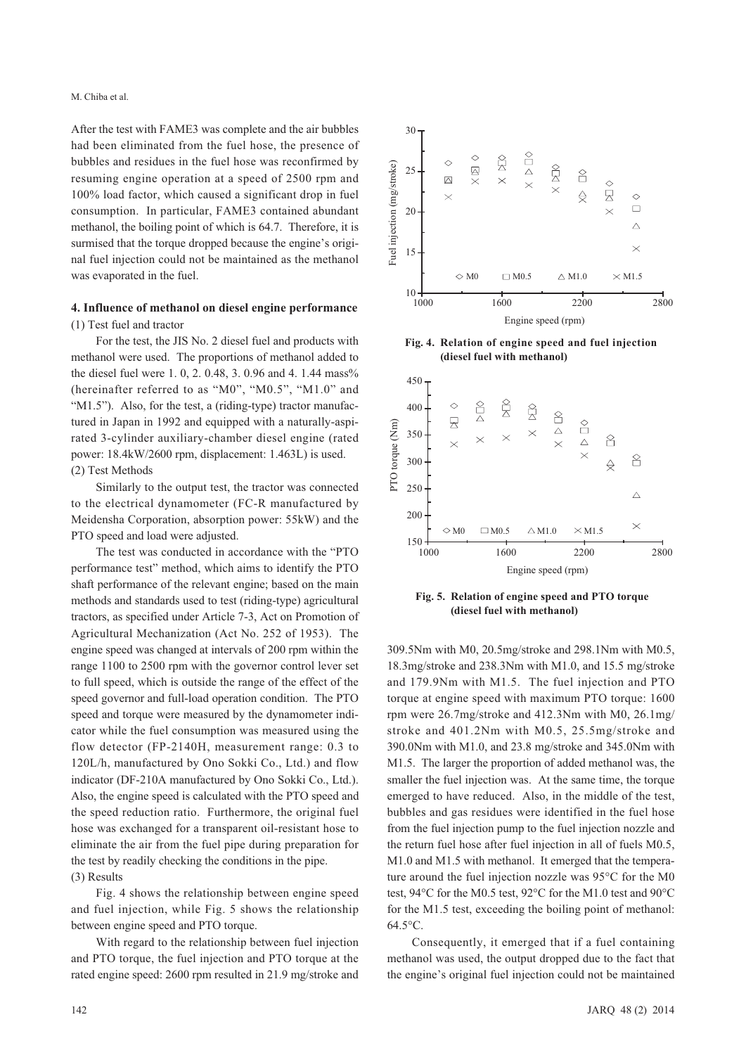After the test with FAME3 was complete and the air bubbles had been eliminated from the fuel hose, the presence of bubbles and residues in the fuel hose was reconfirmed by resuming engine operation at a speed of 2500 rpm and 100% load factor, which caused a significant drop in fuel consumption. In particular, FAME3 contained abundant methanol, the boiling point of which is 64.7. Therefore, it is surmised that the torque dropped because the engine's original fuel injection could not be maintained as the methanol was evaporated in the fuel.

## 4. Influence of methanol on diesel engine performance

(1) Test fuel and tractor

For the test, the JIS No. 2 diesel fuel and products with methanol were used. The proportions of methanol added to the diesel fuel were 1. 0, 2. 0.48, 3. 0.96 and 4. 1.44 mass% (hereinafter referred to as "M0", "M0.5", "M1.0" and "M1.5"). Also, for the test, a (riding-type) tractor manufactured in Japan in 1992 and equipped with a naturally-aspirated 3-cylinder auxiliary-chamber diesel engine (rated power: 18.4kW/2600 rpm, displacement: 1.463L) is used.

(2) Test Methods

Similarly to the output test, the tractor was connected to the electrical dynamometer (FC-R manufactured by Meidensha Corporation, absorption power: 55kW) and the PTO speed and load were adjusted.

The test was conducted in accordance with the "PTO performance test" method, which aims to identify the PTO shaft performance of the relevant engine; based on the main methods and standards used to test (riding-type) agricultural tractors, as specified under Article 7-3, Act on Promotion of Agricultural Mechanization (Act No. 252 of 1953). The engine speed was changed at intervals of 200 rpm within the range 1100 to 2500 rpm with the governor control lever set to full speed, which is outside the range of the effect of the speed governor and full-load operation condition. The PTO speed and torque were measured by the dynamometer indicator while the fuel consumption was measured using the flow detector (FP-2140H, measurement range: 0.3 to 120L/h, manufactured by Ono Sokki Co., Ltd.) and flow indicator (DF-210A manufactured by Ono Sokki Co., Ltd.). Also, the engine speed is calculated with the PTO speed and the speed reduction ratio. Furthermore, the original fuel hose was exchanged for a transparent oil-resistant hose to eliminate the air from the fuel pipe during preparation for the test by readily checking the conditions in the pipe.

(3) Results

Fig. 4 shows the relationship between engine speed and fuel injection, while Fig. 5 shows the relationship between engine speed and PTO torque.

With regard to the relationship between fuel injection and PTO torque, the fuel injection and PTO torque at the rated engine speed: 2600 rpm resulted in 21.9 mg/stroke and 309.5Nm with M0, 20.5mg/stroke and 298.1Nm with M0.5, 18.3mg/stroke and 238.3Nm with M1.0, and 15.5 mg/stroke and 179.9Nm with M1.5. The fuel injection and PTO torque at engine speed with maximum PTO torque: 1600 rpm were 26.7mg/stroke and 412.3Nm with M0, 26.1mg/stroke and 401.2Nm with M0.5, 25.5mg/stroke and 390.0Nm with M1.0, and 23.8 mg/stroke and 345.0Nm with M1.5. The larger the proportion of added methanol was, the smaller the fuel injection was. At the same time, the torque emerged to have reduced. Also, in the middle of the test, bubbles and gas residues were identified in the fuel hose from the fuel injection pump to the fuel injection nozzle and the return fuel hose after fuel injection in all of fuels M0.5, M1.0 and M1.5 with methanol. It emerged that the temperature around the fuel injection nozzle was 95°C for the M0 test, 94°C for the M0.5 test, 92°C for the M1.0 test and 90°C for the M1.5 test, exceeding the boiling point of methanol: 64.5°C.

Consequently, it emerged that if a fuel containing methanol was used, the output dropped due to the fact that the engine's original fuel injection could not be maintained

**Fig. 4. Relation of engine speed and fuel injection (diesel fuel with methanol)**

**Fig. 5. Relation of engine speed and PTO torque (diesel fuel with methanol)**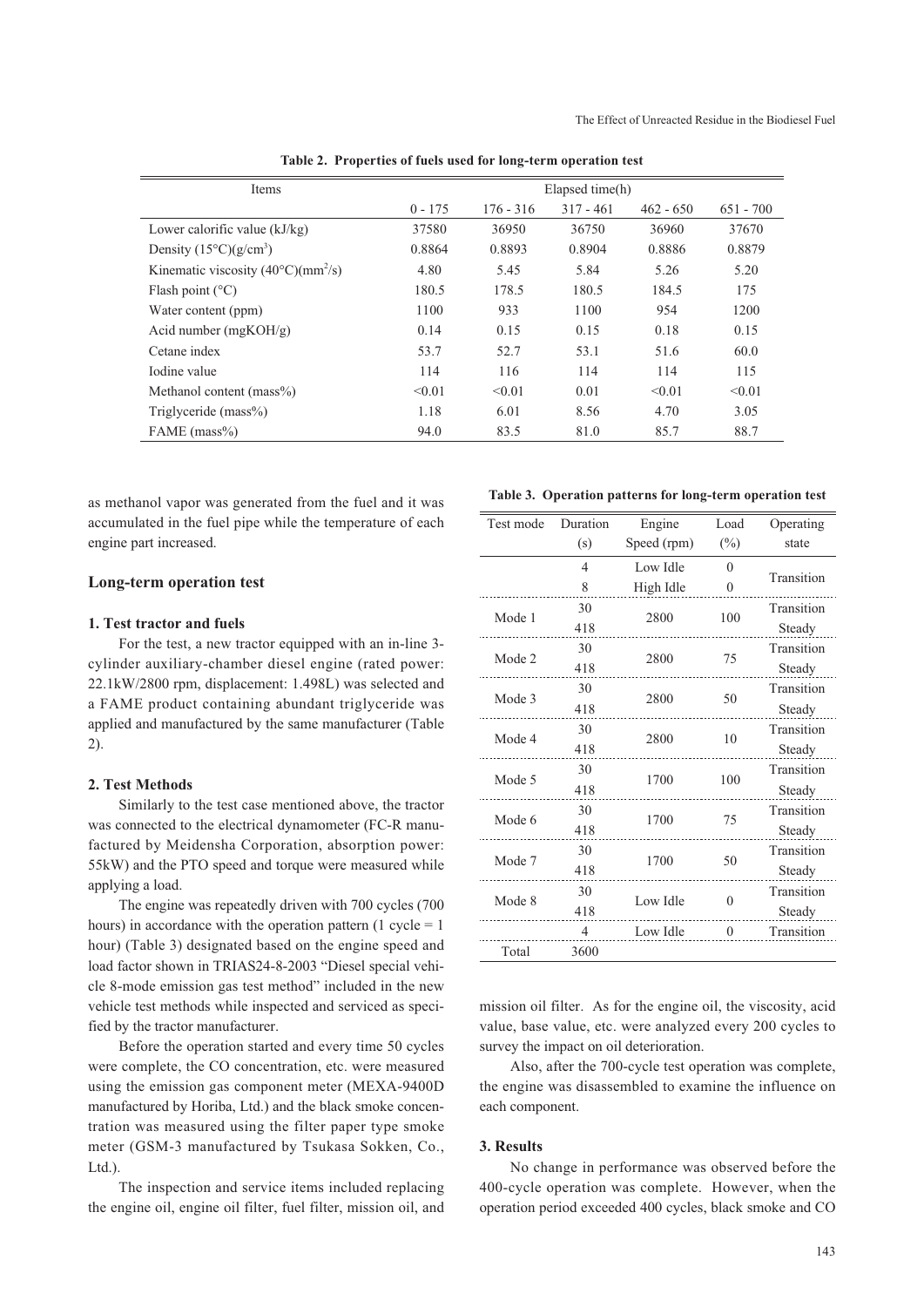**Table 2. Properties of fuels used for long-term operation test**

| Items | Elapsed time(h) | | | | |
|---|---|---|---|---|---|
| | 0 - 175 | 176 - 316 | 317 - 461 | 462 - 650 | 651 - 700 |
| Lower calorific value (kJ/kg) | 37580 | 36950 | 36750 | 36960 | 37670 |
| Density (15°C)(g/cm$^3$) | 0.8864 | 0.8893 | 0.8904 | 0.8886 | 0.8879 |
| Kinematic viscosity (40°C)(mm$^2$/s) | 4.80 | 5.45 | 5.84 | 5.26 | 5.20 |
| Flash point (°C) | 180.5 | 178.5 | 180.5 | 184.5 | 175 |
| Water content (ppm) | 1100 | 933 | 1100 | 954 | 1200 |
| Acid number (mgKOH/g) | 0.14 | 0.15 | 0.15 | 0.18 | 0.15 |
| Cetane index | 53.7 | 52.7 | 53.1 | 51.6 | 60.0 |
| Iodine value | 114 | 116 | 114 | 114 | 115 |
| Methanol content (mass%) | <0.01 | <0.01 | 0.01 | <0.01 | <0.01 |
| Triglyceride (mass%) | 1.18 | 6.01 | 8.56 | 4.70 | 3.05 |
| FAME (mass%) | 94.0 | 83.5 | 81.0 | 85.7 | 88.7 |

as methanol vapor was generated from the fuel and it was accumulated in the fuel pipe while the temperature of each engine part increased.

## Long-term operation test

### 1. Test tractor and fuels

For the test, a new tractor equipped with an in-line 3-cylinder auxiliary-chamber diesel engine (rated power: 22.1kW/2800 rpm, displacement: 1.498L) was selected and a FAME product containing abundant triglyceride was applied and manufactured by the same manufacturer (Table 2).

### 2. Test Methods

Similarly to the test case mentioned above, the tractor was connected to the electrical dynamometer (FC-R manufactured by Meidensha Corporation, absorption power: 55kW) and the PTO speed and torque were measured while applying a load.

The engine was repeatedly driven with 700 cycles (700 hours) in accordance with the operation pattern (1 cycle = 1 hour) (Table 3) designated based on the engine speed and load factor shown in TRIAS24-8-2003 "Diesel special vehicle 8-mode emission gas test method" included in the new vehicle test methods while inspected and serviced as specified by the tractor manufacturer.

Before the operation started and every time 50 cycles were complete, the CO concentration, etc. were measured using the emission gas component meter (MEXA-9400D manufactured by Horiba, Ltd.) and the black smoke concentration was measured using the filter paper type smoke meter (GSM-3 manufactured by Tsukasa Sokken, Co., Ltd.).

The inspection and service items included replacing the engine oil, engine oil filter, fuel filter, mission oil, and mission oil filter. As for the engine oil, the viscosity, acid value, base value, etc. were analyzed every 200 cycles to survey the impact on oil deterioration.

Also, after the 700-cycle test operation was complete, the engine was disassembled to examine the influence on each component.

**Table 3. Operation patterns for long-term operation test**

| Test mode | Duration (s) | Engine Speed (rpm) | Load (%) | Operating state |
|---|---|---|---|---|
| | 4 | Low Idle | 0 | Transition |
| | 8 | High Idle | 0 | |
| Mode 1 | 30 | 2800 | 100 | Transition |
| | 418 | | | Steady |
| Mode 2 | 30 | 2800 | 75 | Transition |
| | 418 | | | Steady |
| Mode 3 | 30 | 2800 | 50 | Transition |
| | 418 | | | Steady |
| Mode 4 | 30 | 2800 | 10 | Transition |
| | 418 | | | Steady |
| Mode 5 | 30 | 1700 | 100 | Transition |
| | 418 | | | Steady |
| Mode 6 | 30 | 1700 | 75 | Transition |
| | 418 | | | Steady |
| Mode 7 | 30 | 1700 | 50 | Transition |
| | 418 | | | Steady |
| Mode 8 | 30 | Low Idle | 0 | Transition |
| | 418 | | | Steady |
| | 4 | Low Idle | 0 | Transition |
| Total | 3600 | | | |

### 3. Results

No change in performance was observed before the 400-cycle operation was complete. However, when the operation period exceeded 400 cycles, black smoke and CO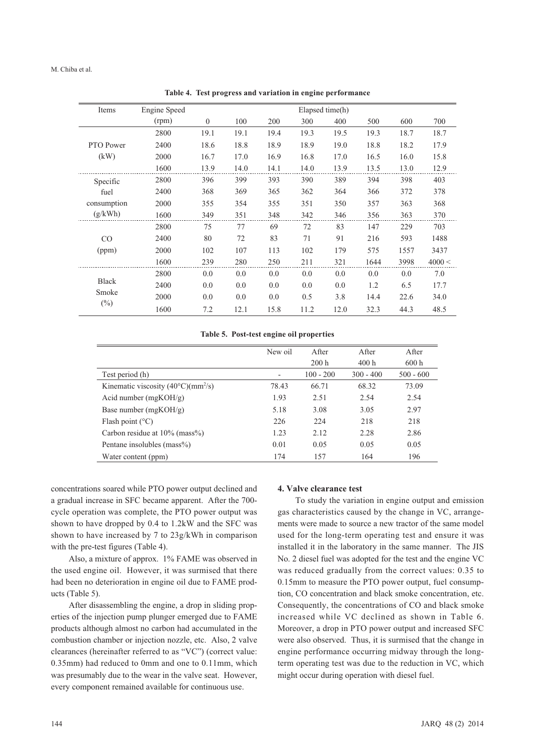**Table 4. Test progress and variation in engine performance**

| Items | Engine Speed (rpm) | Elapsed time(h) | | | | | | | |
|---|---|---|---|---|---|---|---|---|---|
| | | 0 | 100 | 200 | 300 | 400 | 500 | 600 | 700 |
| PTO Power (kW) | 2800 | 19.1 | 19.1 | 19.4 | 19.3 | 19.5 | 19.3 | 18.7 | 18.7 |
| | 2400 | 18.6 | 18.8 | 18.9 | 18.9 | 19.0 | 18.8 | 18.2 | 17.9 |
| | 2000 | 16.7 | 17.0 | 16.9 | 16.8 | 17.0 | 16.5 | 16.0 | 15.8 |
| | 1600 | 13.9 | 14.0 | 14.1 | 14.0 | 13.9 | 13.5 | 13.0 | 12.9 |
| Specific fuel consumption (g/kWh) | 2800 | 396 | 399 | 393 | 390 | 389 | 394 | 398 | 403 |
| | 2400 | 368 | 369 | 365 | 362 | 364 | 366 | 372 | 378 |
| | 2000 | 355 | 354 | 355 | 351 | 350 | 357 | 363 | 368 |
| | 1600 | 349 | 351 | 348 | 342 | 346 | 356 | 363 | 370 |
| CO (ppm) | 2800 | 75 | 77 | 69 | 72 | 83 | 147 | 229 | 703 |
| | 2400 | 80 | 72 | 83 | 71 | 91 | 216 | 593 | 1488 |
| | 2000 | 102 | 107 | 113 | 102 | 179 | 575 | 1557 | 3437 |
| | 1600 | 239 | 280 | 250 | 211 | 321 | 1644 | 3998 | 4000 < |
| Black Smoke (%) | 2800 | 0.0 | 0.0 | 0.0 | 0.0 | 0.0 | 0.0 | 0.0 | 7.0 |
| | 2400 | 0.0 | 0.0 | 0.0 | 0.0 | 0.0 | 1.2 | 6.5 | 17.7 |
| | 2000 | 0.0 | 0.0 | 0.0 | 0.5 | 3.8 | 14.4 | 22.6 | 34.0 |
| | 1600 | 7.2 | 12.1 | 15.8 | 11.2 | 12.0 | 32.3 | 44.3 | 48.5 |

**Table 5. Post-test engine oil properties**

| | New oil | After 200 h | After 400 h | After 600 h |
|---|---|---|---|---|
| Test period (h) | - | 100 - 200 | 300 - 400 | 500 - 600 |
| Kinematic viscosity (40°C)($mm^2/s$) | 78.43 | 66.71 | 68.32 | 73.09 |
| Acid number (mgKOH/g) | 1.93 | 2.51 | 2.54 | 2.54 |
| Base number (mgKOH/g) | 5.18 | 3.08 | 3.05 | 2.97 |
| Flash point (°C) | 226 | 224 | 218 | 218 |
| Carbon residue at 10% (mass%) | 1.23 | 2.12 | 2.28 | 2.86 |
| Pentane insolubles (mass%) | 0.01 | 0.05 | 0.05 | 0.05 |
| Water content (ppm) | 174 | 157 | 164 | 196 |

concentrations soared while PTO power output declined and a gradual increase in SFC became apparent. After the 700-cycle operation was complete, the PTO power output was shown to have dropped by 0.4 to 1.2kW and the SFC was shown to have increased by 7 to 23g/kWh in comparison with the pre-test figures (Table 4).

Also, a mixture of approx. 1% FAME was observed in the used engine oil. However, it was surmised that there had been no deterioration in engine oil due to FAME products (Table 5).

After disassembling the engine, a drop in sliding properties of the injection pump plunger emerged due to FAME products although almost no carbon had accumulated in the combustion chamber or injection nozzle, etc. Also, 2 valve clearances (hereinafter referred to as "VC") (correct value: 0.35mm) had reduced to 0mm and one to 0.11mm, which was presumably due to the wear in the valve seat. However, every component remained available for continuous use.

## 4. Valve clearance test

To study the variation in engine output and emission gas characteristics caused by the change in VC, arrangements were made to source a new tractor of the same model used for the long-term operating test and ensure it was installed it in the laboratory in the same manner. The JIS No. 2 diesel fuel was adopted for the test and the engine VC was reduced gradually from the correct values: 0.35 to 0.15mm to measure the PTO power output, fuel consumption, CO concentration and black smoke concentration, etc. Consequently, the concentrations of CO and black smoke increased while VC declined as shown in Table 6. Moreover, a drop in PTO power output and increased SFC were also observed. Thus, it is surmised that the change in engine performance occurring midway through the long-term operating test was due to the reduction in VC, which might occur during operation with diesel fuel.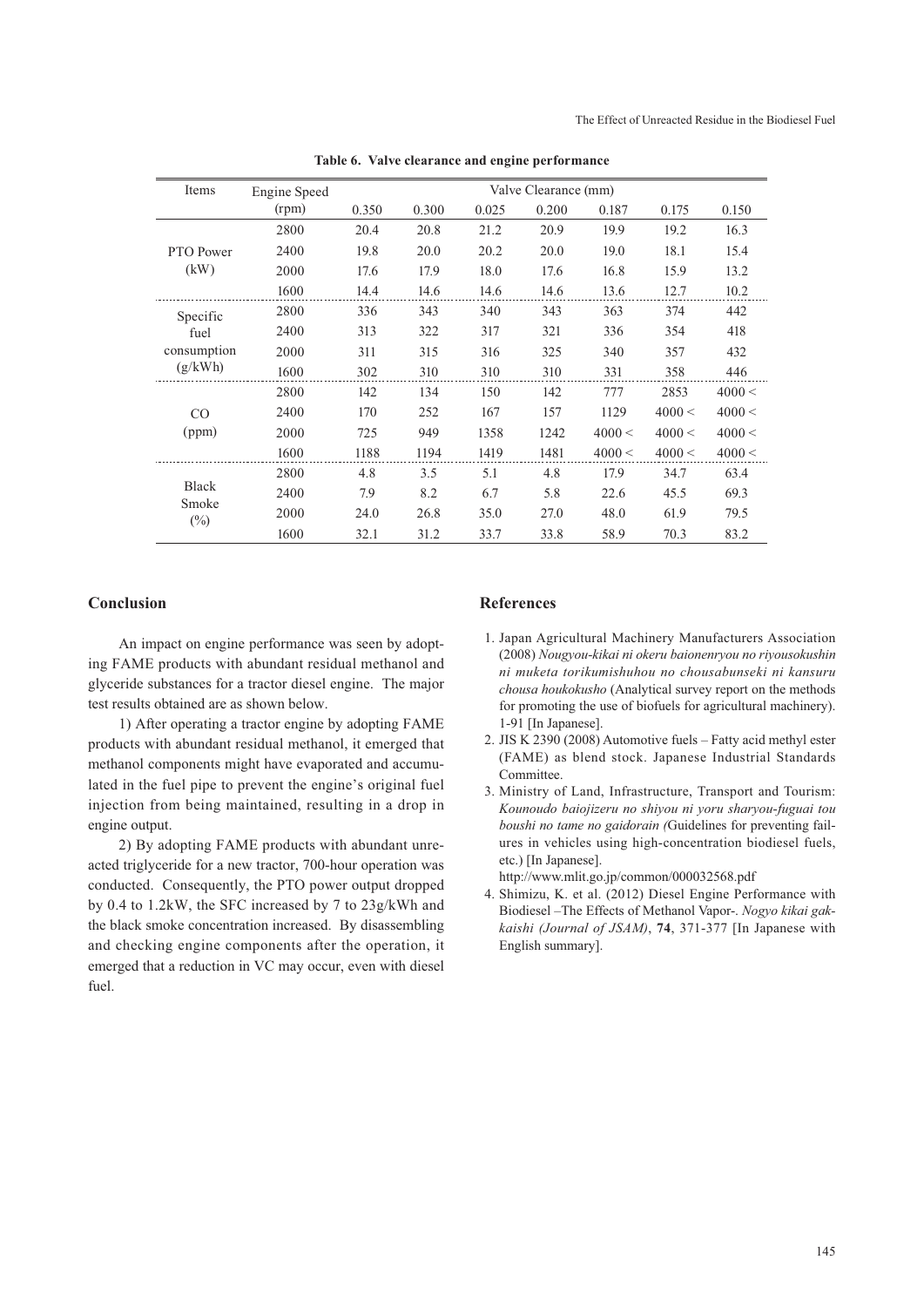**Table 6. Valve clearance and engine performance**

| Items | Engine Speed (rpm) | Valve Clearance (mm) | | | | | | |
|---|---|---|---|---|---|---|---|---|
| | | 0.350 | 0.300 | 0.025 | 0.200 | 0.187 | 0.175 | 0.150 |
| PTO Power (kW) | 2800 | 20.4 | 20.8 | 21.2 | 20.9 | 19.9 | 19.2 | 16.3 |
| | 2400 | 19.8 | 20.0 | 20.2 | 20.0 | 19.0 | 18.1 | 15.4 |
| | 2000 | 17.6 | 17.9 | 18.0 | 17.6 | 16.8 | 15.9 | 13.2 |
| | 1600 | 14.4 | 14.6 | 14.6 | 14.6 | 13.6 | 12.7 | 10.2 |
| Specific fuel consumption (g/kWh) | 2800 | 336 | 343 | 340 | 343 | 363 | 374 | 442 |
| | 2400 | 313 | 322 | 317 | 321 | 336 | 354 | 418 |
| | 2000 | 311 | 315 | 316 | 325 | 340 | 357 | 432 |
| | 1600 | 302 | 310 | 310 | 310 | 331 | 358 | 446 |
| CO (ppm) | 2800 | 142 | 134 | 150 | 142 | 777 | 2853 | 4000 < |
| | 2400 | 170 | 252 | 167 | 157 | 1129 | 4000 < | 4000 < |
| | 2000 | 725 | 949 | 1358 | 1242 | 4000 < | 4000 < | 4000 < |
| | 1600 | 1188 | 1194 | 1419 | 1481 | 4000 < | 4000 < | 4000 < |
| Black Smoke (%) | 2800 | 4.8 | 3.5 | 5.1 | 4.8 | 17.9 | 34.7 | 63.4 |
| | 2400 | 7.9 | 8.2 | 6.7 | 5.8 | 22.6 | 45.5 | 69.3 |
| | 2000 | 24.0 | 26.8 | 35.0 | 27.0 | 48.0 | 61.9 | 79.5 |
| | 1600 | 32.1 | 31.2 | 33.7 | 33.8 | 58.9 | 70.3 | 83.2 |

## Conclusion

An impact on engine performance was seen by adopting FAME products with abundant residual methanol and glyceride substances for a tractor diesel engine. The major test results obtained are as shown below.

1) After operating a tractor engine by adopting FAME products with abundant residual methanol, it emerged that methanol components might have evaporated and accumulated in the fuel pipe to prevent the engine's original fuel injection from being maintained, resulting in a drop in engine output.

2) By adopting FAME products with abundant unreacted triglyceride for a new tractor, 700-hour operation was conducted. Consequently, the PTO power output dropped by 0.4 to 1.2kW, the SFC increased by 7 to 23g/kWh and the black smoke concentration increased. By disassembling and checking engine components after the operation, it emerged that a reduction in VC may occur, even with diesel fuel.

## References

1. Japan Agricultural Machinery Manufacturers Association (2008) *Nougyou-kikai ni okeru baionenryou no riyousokushin ni muketa torikumishuhou no chousabunseki ni kansuru chousa houkokusho* (Analytical survey report on the methods for promoting the use of biofuels for agricultural machinery). 1-91 [In Japanese].
2. JIS K 2390 (2008) Automotive fuels – Fatty acid methyl ester (FAME) as blend stock. Japanese Industrial Standards Committee.
3. Ministry of Land, Infrastructure, Transport and Tourism: *Kounoudo baiojizeru no shiyou ni yoru sharyou-fuguai tou boushi no tame no gaidorain (*Guidelines for preventing failures in vehicles using high-concentration biodiesel fuels, etc.) [In Japanese]. http://www.mlit.go.jp/common/000032568.pdf
4. Shimizu, K. et al. (2012) Diesel Engine Performance with Biodiesel –The Effects of Methanol Vapor-. *Nogyo kikai gakkaishi (Journal of JSAM)*, **74**, 371-377 [In Japanese with English summary].